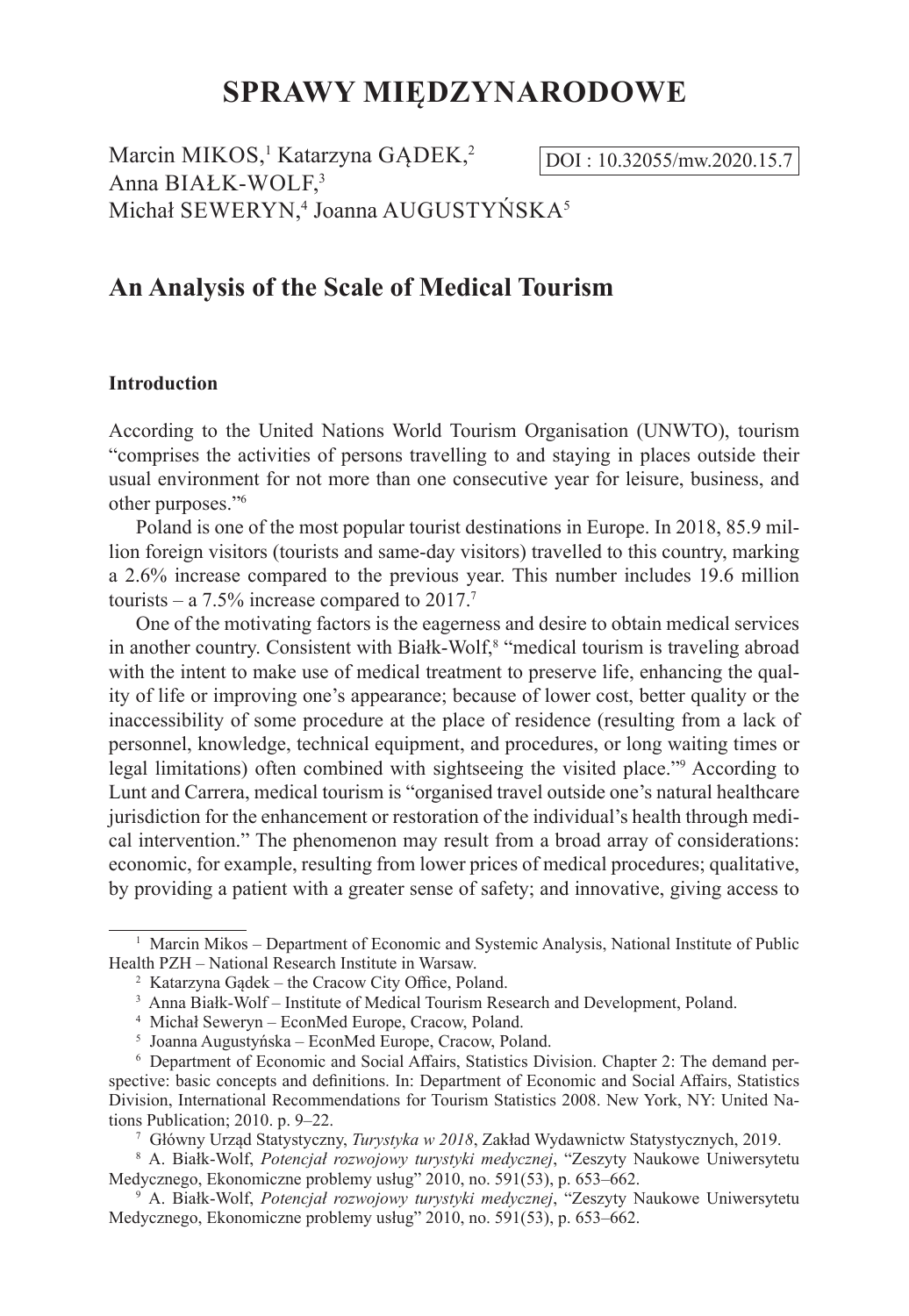# SPRAWY MIĘDZYNARODOWE

Marcin MIKOS,[1] Katarzyna GĄDEK,[2]
Anna BIAŁK-WOLF,[3]
Michał SEWERYN,[4] Joanna AUGUSTYŃSKA[5]

DOI : 10.32055/mw.2020.15.7

## An Analysis of the Scale of Medical Tourism

### Introduction

According to the United Nations World Tourism Organisation (UNWTO), tourism "comprises the activities of persons travelling to and staying in places outside their usual environment for not more than one consecutive year for leisure, business, and other purposes."[6]

Poland is one of the most popular tourist destinations in Europe. In 2018, 85.9 million foreign visitors (tourists and same-day visitors) travelled to this country, marking a 2.6% increase compared to the previous year. This number includes 19.6 million tourists – a 7.5% increase compared to 2017.[7]

One of the motivating factors is the eagerness and desire to obtain medical services in another country. Consistent with Białk-Wolf,[8] "medical tourism is traveling abroad with the intent to make use of medical treatment to preserve life, enhancing the quality of life or improving one's appearance; because of lower cost, better quality or the inaccessibility of some procedure at the place of residence (resulting from a lack of personnel, knowledge, technical equipment, and procedures, or long waiting times or legal limitations) often combined with sightseeing the visited place."[9] According to Lunt and Carrera, medical tourism is "organised travel outside one's natural healthcare jurisdiction for the enhancement or restoration of the individual's health through medical intervention." The phenomenon may result from a broad array of considerations: economic, for example, resulting from lower prices of medical procedures; qualitative, by providing a patient with a greater sense of safety; and innovative, giving access to

---

[1] Marcin Mikos – Department of Economic and Systemic Analysis, National Institute of Public Health PZH – National Research Institute in Warsaw.

[2] Katarzyna Gądek – the Cracow City Office, Poland.

[3] Anna Białk-Wolf – Institute of Medical Tourism Research and Development, Poland.

[4] Michał Seweryn – EconMed Europe, Cracow, Poland.

[5] Joanna Augustyńska – EconMed Europe, Cracow, Poland.

[6] Department of Economic and Social Affairs, Statistics Division. Chapter 2: The demand perspective: basic concepts and definitions. In: Department of Economic and Social Affairs, Statistics Division, International Recommendations for Tourism Statistics 2008. New York, NY: United Nations Publication; 2010. p. 9–22.

[7] Główny Urząd Statystyczny, *Turystyka w 2018*, Zakład Wydawnictw Statystycznych, 2019.

[8] A. Białk-Wolf, *Potencjał rozwojowy turystyki medycznej*, "Zeszyty Naukowe Uniwersytetu Medycznego, Ekonomiczne problemy usług" 2010, no. 591(53), p. 653–662.

[9] A. Białk-Wolf, *Potencjał rozwojowy turystyki medycznej*, "Zeszyty Naukowe Uniwersytetu Medycznego, Ekonomiczne problemy usług" 2010, no. 591(53), p. 653–662.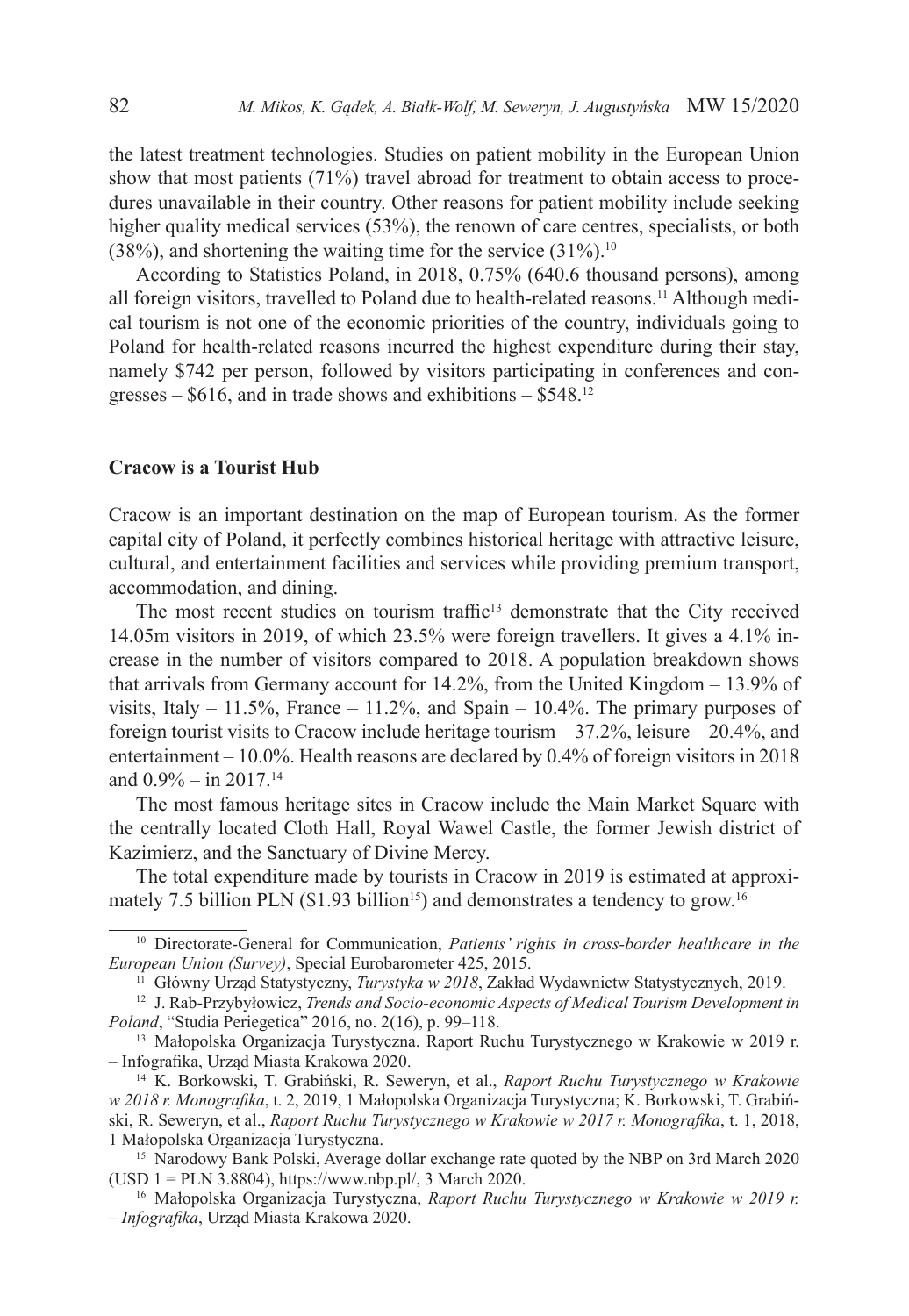the latest treatment technologies. Studies on patient mobility in the European Union show that most patients (71%) travel abroad for treatment to obtain access to procedures unavailable in their country. Other reasons for patient mobility include seeking higher quality medical services (53%), the renown of care centres, specialists, or both (38%), and shortening the waiting time for the service (31%).[10]

According to Statistics Poland, in 2018, 0.75% (640.6 thousand persons), among all foreign visitors, travelled to Poland due to health-related reasons.[11] Although medical tourism is not one of the economic priorities of the country, individuals going to Poland for health-related reasons incurred the highest expenditure during their stay, namely $742 per person, followed by visitors participating in conferences and congresses – $616, and in trade shows and exhibitions – $548.[12]

## Cracow is a Tourist Hub

Cracow is an important destination on the map of European tourism. As the former capital city of Poland, it perfectly combines historical heritage with attractive leisure, cultural, and entertainment facilities and services while providing premium transport, accommodation, and dining.

The most recent studies on tourism traffic[13] demonstrate that the City received 14.05m visitors in 2019, of which 23.5% were foreign travellers. It gives a 4.1% increase in the number of visitors compared to 2018. A population breakdown shows that arrivals from Germany account for 14.2%, from the United Kingdom – 13.9% of visits, Italy – 11.5%, France – 11.2%, and Spain – 10.4%. The primary purposes of foreign tourist visits to Cracow include heritage tourism – 37.2%, leisure – 20.4%, and entertainment – 10.0%. Health reasons are declared by 0.4% of foreign visitors in 2018 and 0.9% – in 2017.[14]

The most famous heritage sites in Cracow include the Main Market Square with the centrally located Cloth Hall, Royal Wawel Castle, the former Jewish district of Kazimierz, and the Sanctuary of Divine Mercy.

The total expenditure made by tourists in Cracow in 2019 is estimated at approximately 7.5 billion PLN ($1.93 billion[15]) and demonstrates a tendency to grow.[16]

---

[10] Directorate-General for Communication, *Patients' rights in cross-border healthcare in the European Union (Survey)*, Special Eurobarometer 425, 2015.

[11] Główny Urząd Statystyczny, *Turystyka w 2018*, Zakład Wydawnictw Statystycznych, 2019.

[12] J. Rab-Przybyłowicz, *Trends and Socio-economic Aspects of Medical Tourism Development in Poland*, "Studia Periegetica" 2016, no. 2(16), p. 99–118.

[13] Małopolska Organizacja Turystyczna. Raport Ruchu Turystycznego w Krakowie w 2019 r. – Infografika, Urząd Miasta Krakowa 2020.

[14] K. Borkowski, T. Grabiński, R. Seweryn, et al., *Raport Ruchu Turystycznego w Krakowie w 2018 r. Monografika*, t. 2, 2019, 1 Małopolska Organizacja Turystyczna; K. Borkowski, T. Grabiński, R. Seweryn, et al., *Raport Ruchu Turystycznego w Krakowie w 2017 r. Monografika*, t. 1, 2018, 1 Małopolska Organizacja Turystyczna.

[15] Narodowy Bank Polski, Average dollar exchange rate quoted by the NBP on 3rd March 2020 (USD 1 = PLN 3.8804), https://www.nbp.pl/, 3 March 2020.

[16] Małopolska Organizacja Turystyczna, *Raport Ruchu Turystycznego w Krakowie w 2019 r. – Infografika*, Urząd Miasta Krakowa 2020.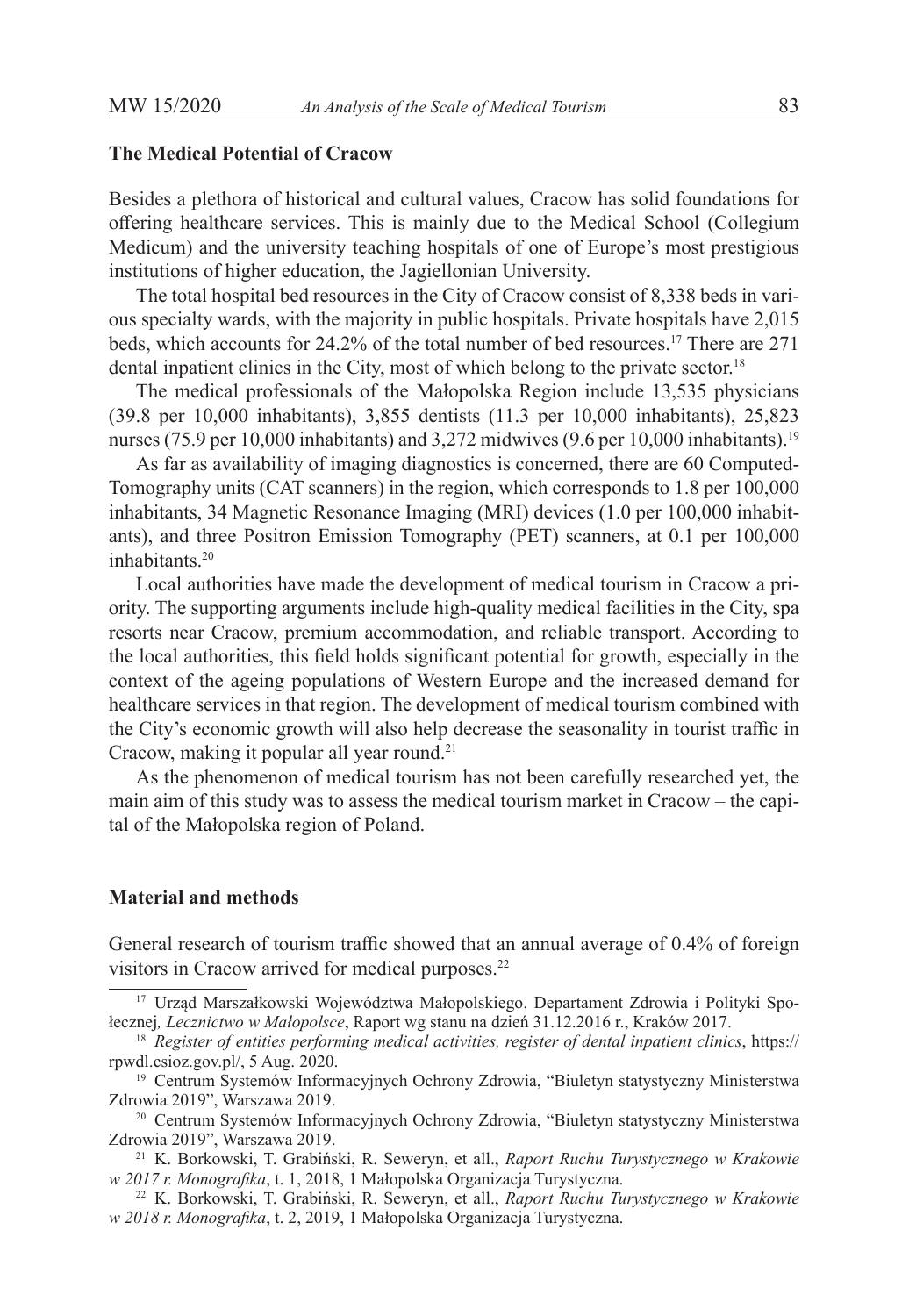### The Medical Potential of Cracow

Besides a plethora of historical and cultural values, Cracow has solid foundations for offering healthcare services. This is mainly due to the Medical School (Collegium Medicum) and the university teaching hospitals of one of Europe's most prestigious institutions of higher education, the Jagiellonian University.

The total hospital bed resources in the City of Cracow consist of 8,338 beds in various specialty wards, with the majority in public hospitals. Private hospitals have 2,015 beds, which accounts for 24.2% of the total number of bed resources.[17] There are 271 dental inpatient clinics in the City, most of which belong to the private sector.[18]

The medical professionals of the Małopolska Region include 13,535 physicians (39.8 per 10,000 inhabitants), 3,855 dentists (11.3 per 10,000 inhabitants), 25,823 nurses (75.9 per 10,000 inhabitants) and 3,272 midwives (9.6 per 10,000 inhabitants).[19]

As far as availability of imaging diagnostics is concerned, there are 60 Computed-Tomography units (CAT scanners) in the region, which corresponds to 1.8 per 100,000 inhabitants, 34 Magnetic Resonance Imaging (MRI) devices (1.0 per 100,000 inhabitants), and three Positron Emission Tomography (PET) scanners, at 0.1 per 100,000 inhabitants.[20]

Local authorities have made the development of medical tourism in Cracow a priority. The supporting arguments include high-quality medical facilities in the City, spa resorts near Cracow, premium accommodation, and reliable transport. According to the local authorities, this field holds significant potential for growth, especially in the context of the ageing populations of Western Europe and the increased demand for healthcare services in that region. The development of medical tourism combined with the City's economic growth will also help decrease the seasonality in tourist traffic in Cracow, making it popular all year round.[21]

As the phenomenon of medical tourism has not been carefully researched yet, the main aim of this study was to assess the medical tourism market in Cracow – the capital of the Małopolska region of Poland.

### Material and methods

General research of tourism traffic showed that an annual average of 0.4% of foreign visitors in Cracow arrived for medical purposes.[22]

---

[17] Urząd Marszałkowski Województwa Małopolskiego. Departament Zdrowia i Polityki Społecznej, *Lecznictwo w Małopolsce*, Raport wg stanu na dzień 31.12.2016 r., Kraków 2017.

[18] *Register of entities performing medical activities, register of dental inpatient clinics*, https://rpwdl.csioz.gov.pl/, 5 Aug. 2020.

[19] Centrum Systemów Informacyjnych Ochrony Zdrowia, "Biuletyn statystyczny Ministerstwa Zdrowia 2019", Warszawa 2019.

[20] Centrum Systemów Informacyjnych Ochrony Zdrowia, "Biuletyn statystyczny Ministerstwa Zdrowia 2019", Warszawa 2019.

[21] K. Borkowski, T. Grabiński, R. Seweryn, et all., *Raport Ruchu Turystycznego w Krakowie w 2017 r. Monografika*, t. 1, 2018, 1 Małopolska Organizacja Turystyczna.

[22] K. Borkowski, T. Grabiński, R. Seweryn, et all., *Raport Ruchu Turystycznego w Krakowie w 2018 r. Monografika*, t. 2, 2019, 1 Małopolska Organizacja Turystyczna.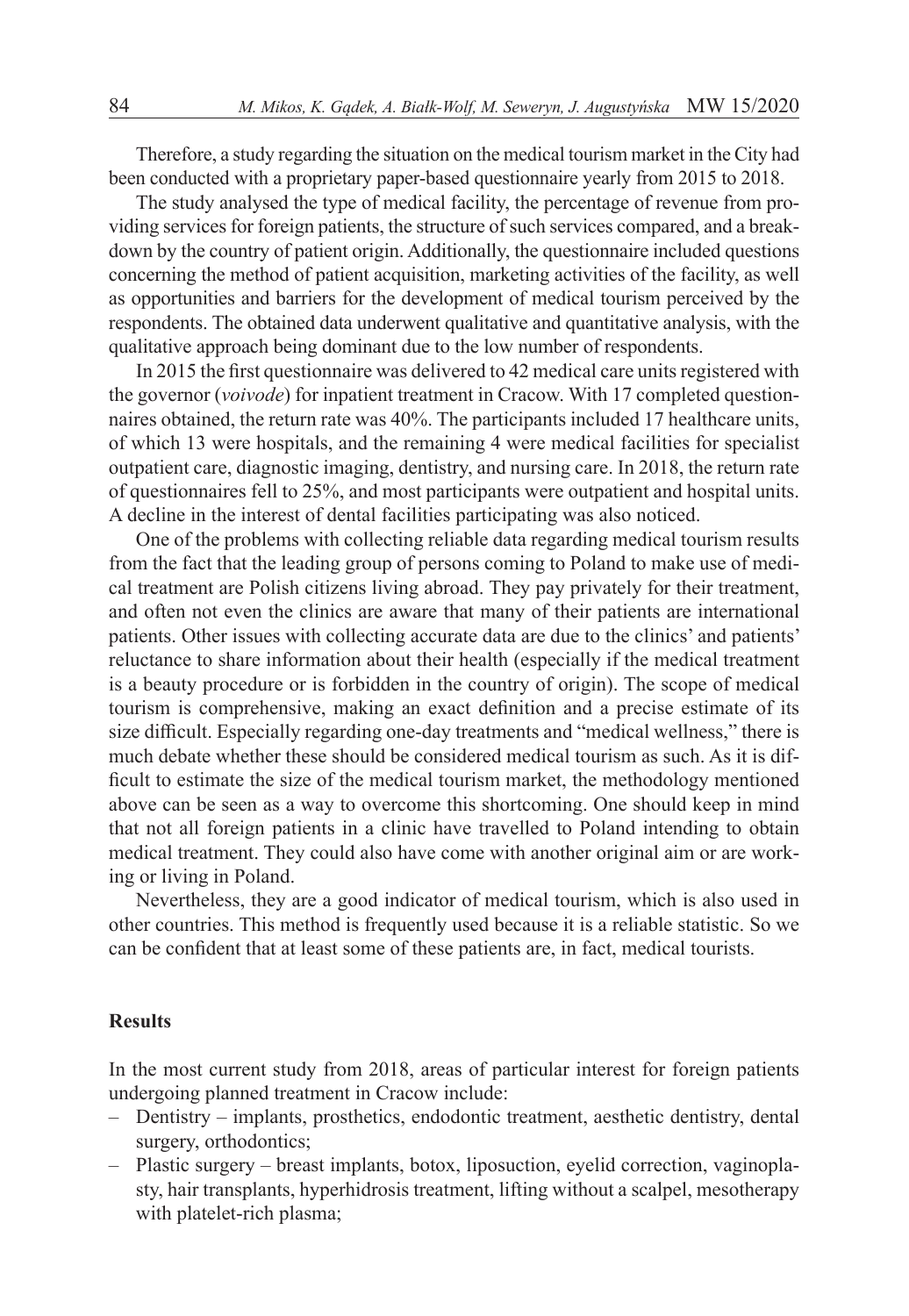Therefore, a study regarding the situation on the medical tourism market in the City had been conducted with a proprietary paper-based questionnaire yearly from 2015 to 2018.

The study analysed the type of medical facility, the percentage of revenue from providing services for foreign patients, the structure of such services compared, and a breakdown by the country of patient origin. Additionally, the questionnaire included questions concerning the method of patient acquisition, marketing activities of the facility, as well as opportunities and barriers for the development of medical tourism perceived by the respondents. The obtained data underwent qualitative and quantitative analysis, with the qualitative approach being dominant due to the low number of respondents.

In 2015 the first questionnaire was delivered to 42 medical care units registered with the governor (*voivode*) for inpatient treatment in Cracow. With 17 completed questionnaires obtained, the return rate was 40%. The participants included 17 healthcare units, of which 13 were hospitals, and the remaining 4 were medical facilities for specialist outpatient care, diagnostic imaging, dentistry, and nursing care. In 2018, the return rate of questionnaires fell to 25%, and most participants were outpatient and hospital units. A decline in the interest of dental facilities participating was also noticed.

One of the problems with collecting reliable data regarding medical tourism results from the fact that the leading group of persons coming to Poland to make use of medical treatment are Polish citizens living abroad. They pay privately for their treatment, and often not even the clinics are aware that many of their patients are international patients. Other issues with collecting accurate data are due to the clinics' and patients' reluctance to share information about their health (especially if the medical treatment is a beauty procedure or is forbidden in the country of origin). The scope of medical tourism is comprehensive, making an exact definition and a precise estimate of its size difficult. Especially regarding one-day treatments and "medical wellness," there is much debate whether these should be considered medical tourism as such. As it is difficult to estimate the size of the medical tourism market, the methodology mentioned above can be seen as a way to overcome this shortcoming. One should keep in mind that not all foreign patients in a clinic have travelled to Poland intending to obtain medical treatment. They could also have come with another original aim or are working or living in Poland.

Nevertheless, they are a good indicator of medical tourism, which is also used in other countries. This method is frequently used because it is a reliable statistic. So we can be confident that at least some of these patients are, in fact, medical tourists.

## Results

In the most current study from 2018, areas of particular interest for foreign patients undergoing planned treatment in Cracow include:

- Dentistry – implants, prosthetics, endodontic treatment, aesthetic dentistry, dental surgery, orthodontics;
- Plastic surgery – breast implants, botox, liposuction, eyelid correction, vaginoplasty, hair transplants, hyperhidrosis treatment, lifting without a scalpel, mesotherapy with platelet-rich plasma;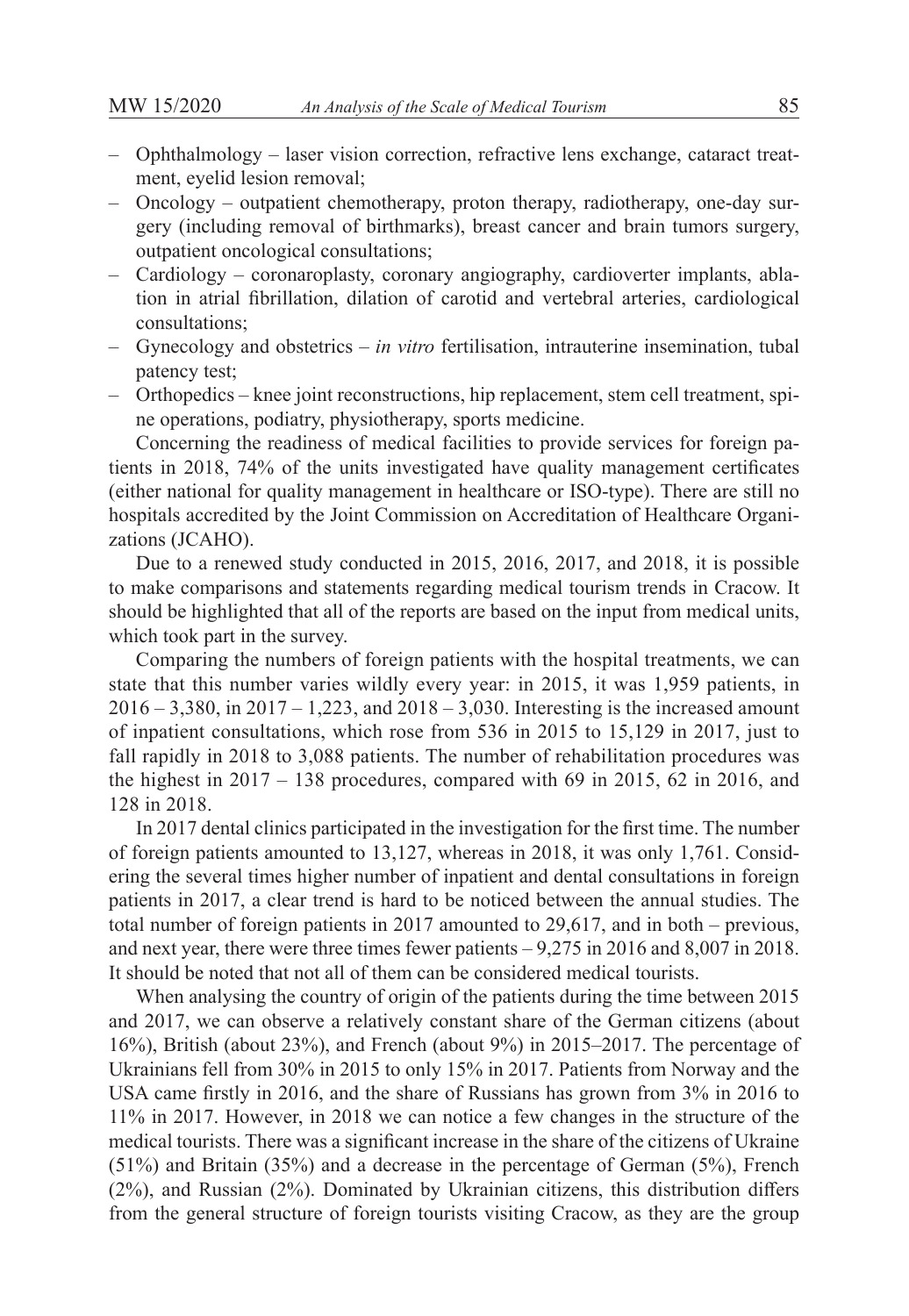- Ophthalmology – laser vision correction, refractive lens exchange, cataract treatment, eyelid lesion removal;
- Oncology – outpatient chemotherapy, proton therapy, radiotherapy, one-day surgery (including removal of birthmarks), breast cancer and brain tumors surgery, outpatient oncological consultations;
- Cardiology – coronaroplasty, coronary angiography, cardioverter implants, ablation in atrial fibrillation, dilation of carotid and vertebral arteries, cardiological consultations;
- Gynecology and obstetrics – *in vitro* fertilisation, intrauterine insemination, tubal patency test;
- Orthopedics – knee joint reconstructions, hip replacement, stem cell treatment, spine operations, podiatry, physiotherapy, sports medicine.

Concerning the readiness of medical facilities to provide services for foreign patients in 2018, 74% of the units investigated have quality management certificates (either national for quality management in healthcare or ISO-type). There are still no hospitals accredited by the Joint Commission on Accreditation of Healthcare Organizations (JCAHO).

Due to a renewed study conducted in 2015, 2016, 2017, and 2018, it is possible to make comparisons and statements regarding medical tourism trends in Cracow. It should be highlighted that all of the reports are based on the input from medical units, which took part in the survey.

Comparing the numbers of foreign patients with the hospital treatments, we can state that this number varies wildly every year: in 2015, it was 1,959 patients, in 2016 – 3,380, in 2017 – 1,223, and 2018 – 3,030. Interesting is the increased amount of inpatient consultations, which rose from 536 in 2015 to 15,129 in 2017, just to fall rapidly in 2018 to 3,088 patients. The number of rehabilitation procedures was the highest in 2017 – 138 procedures, compared with 69 in 2015, 62 in 2016, and 128 in 2018.

In 2017 dental clinics participated in the investigation for the first time. The number of foreign patients amounted to 13,127, whereas in 2018, it was only 1,761. Considering the several times higher number of inpatient and dental consultations in foreign patients in 2017, a clear trend is hard to be noticed between the annual studies. The total number of foreign patients in 2017 amounted to 29,617, and in both – previous, and next year, there were three times fewer patients – 9,275 in 2016 and 8,007 in 2018. It should be noted that not all of them can be considered medical tourists.

When analysing the country of origin of the patients during the time between 2015 and 2017, we can observe a relatively constant share of the German citizens (about 16%), British (about 23%), and French (about 9%) in 2015–2017. The percentage of Ukrainians fell from 30% in 2015 to only 15% in 2017. Patients from Norway and the USA came firstly in 2016, and the share of Russians has grown from 3% in 2016 to 11% in 2017. However, in 2018 we can notice a few changes in the structure of the medical tourists. There was a significant increase in the share of the citizens of Ukraine (51%) and Britain (35%) and a decrease in the percentage of German (5%), French (2%), and Russian (2%). Dominated by Ukrainian citizens, this distribution differs from the general structure of foreign tourists visiting Cracow, as they are the group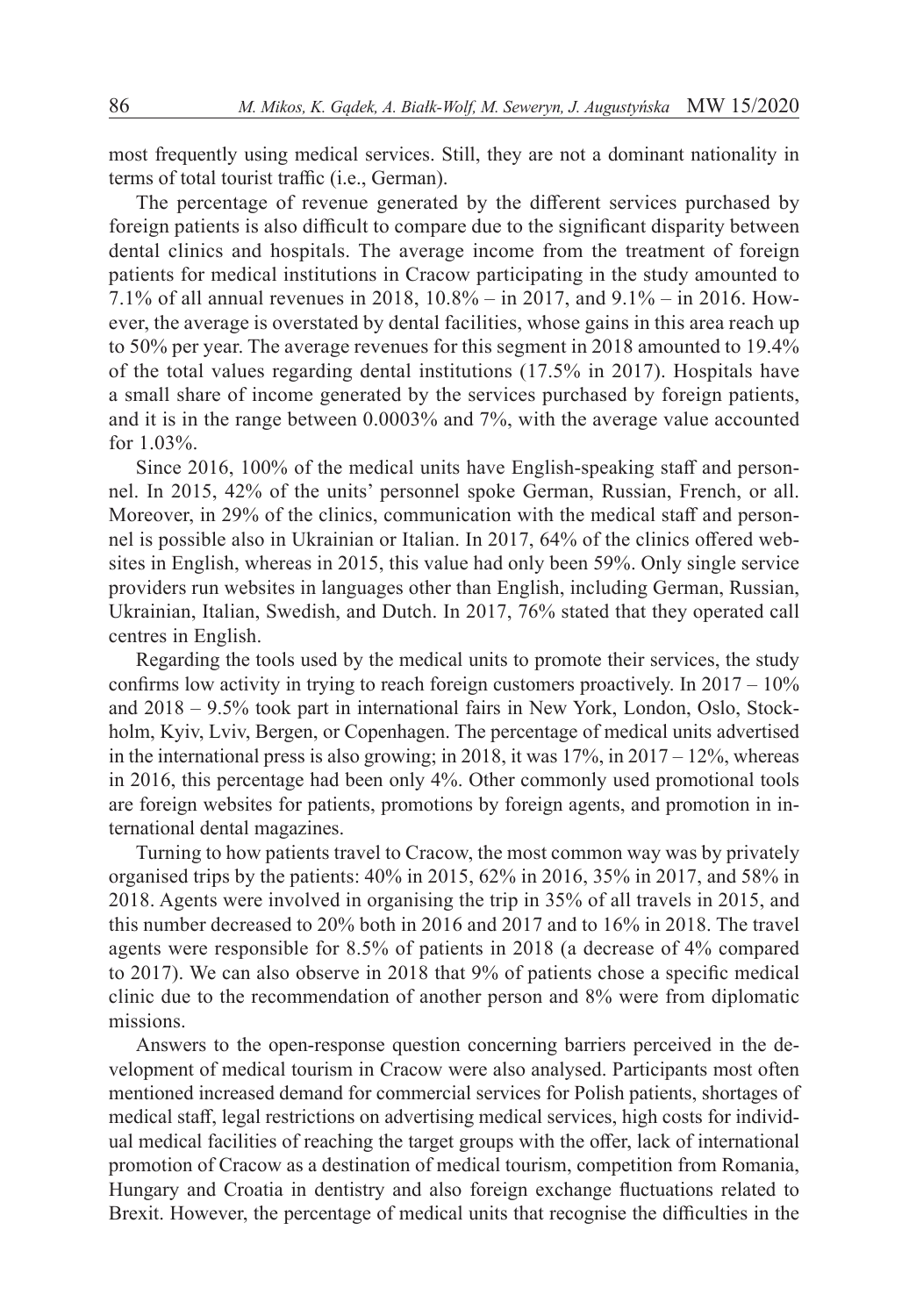most frequently using medical services. Still, they are not a dominant nationality in terms of total tourist traffic (i.e., German).

The percentage of revenue generated by the different services purchased by foreign patients is also difficult to compare due to the significant disparity between dental clinics and hospitals. The average income from the treatment of foreign patients for medical institutions in Cracow participating in the study amounted to 7.1% of all annual revenues in 2018, 10.8% – in 2017, and 9.1% – in 2016. However, the average is overstated by dental facilities, whose gains in this area reach up to 50% per year. The average revenues for this segment in 2018 amounted to 19.4% of the total values regarding dental institutions (17.5% in 2017). Hospitals have a small share of income generated by the services purchased by foreign patients, and it is in the range between 0.0003% and 7%, with the average value accounted for 1.03%.

Since 2016, 100% of the medical units have English-speaking staff and personnel. In 2015, 42% of the units' personnel spoke German, Russian, French, or all. Moreover, in 29% of the clinics, communication with the medical staff and personnel is possible also in Ukrainian or Italian. In 2017, 64% of the clinics offered websites in English, whereas in 2015, this value had only been 59%. Only single service providers run websites in languages other than English, including German, Russian, Ukrainian, Italian, Swedish, and Dutch. In 2017, 76% stated that they operated call centres in English.

Regarding the tools used by the medical units to promote their services, the study confirms low activity in trying to reach foreign customers proactively. In 2017 – 10% and 2018 – 9.5% took part in international fairs in New York, London, Oslo, Stockholm, Kyiv, Lviv, Bergen, or Copenhagen. The percentage of medical units advertised in the international press is also growing; in 2018, it was 17%, in 2017 – 12%, whereas in 2016, this percentage had been only 4%. Other commonly used promotional tools are foreign websites for patients, promotions by foreign agents, and promotion in international dental magazines.

Turning to how patients travel to Cracow, the most common way was by privately organised trips by the patients: 40% in 2015, 62% in 2016, 35% in 2017, and 58% in 2018. Agents were involved in organising the trip in 35% of all travels in 2015, and this number decreased to 20% both in 2016 and 2017 and to 16% in 2018. The travel agents were responsible for 8.5% of patients in 2018 (a decrease of 4% compared to 2017). We can also observe in 2018 that 9% of patients chose a specific medical clinic due to the recommendation of another person and 8% were from diplomatic missions.

Answers to the open-response question concerning barriers perceived in the development of medical tourism in Cracow were also analysed. Participants most often mentioned increased demand for commercial services for Polish patients, shortages of medical staff, legal restrictions on advertising medical services, high costs for individual medical facilities of reaching the target groups with the offer, lack of international promotion of Cracow as a destination of medical tourism, competition from Romania, Hungary and Croatia in dentistry and also foreign exchange fluctuations related to Brexit. However, the percentage of medical units that recognise the difficulties in the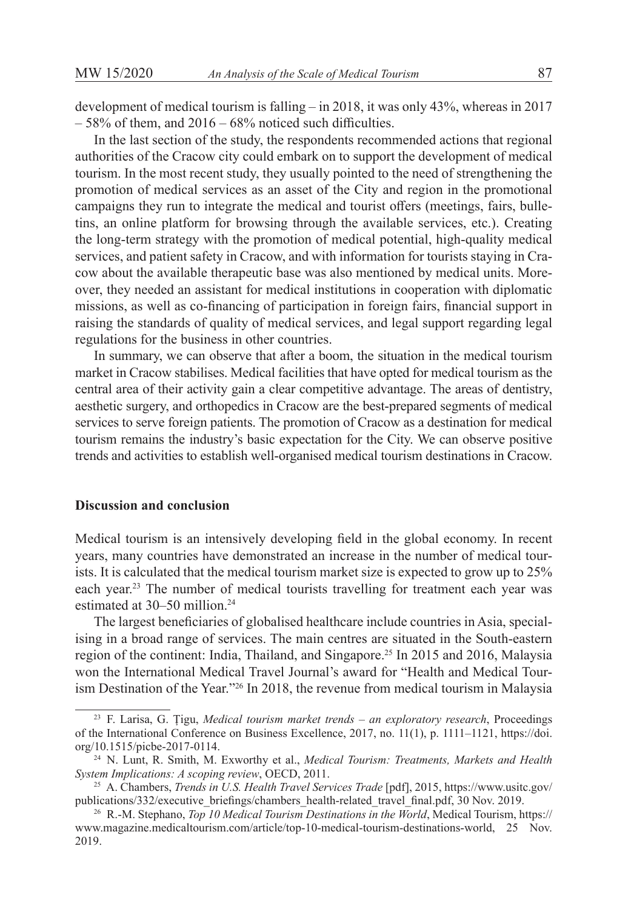development of medical tourism is falling – in 2018, it was only 43%, whereas in 2017 – 58% of them, and 2016 – 68% noticed such difficulties.

In the last section of the study, the respondents recommended actions that regional authorities of the Cracow city could embark on to support the development of medical tourism. In the most recent study, they usually pointed to the need of strengthening the promotion of medical services as an asset of the City and region in the promotional campaigns they run to integrate the medical and tourist offers (meetings, fairs, bulletins, an online platform for browsing through the available services, etc.). Creating the long-term strategy with the promotion of medical potential, high-quality medical services, and patient safety in Cracow, and with information for tourists staying in Cracow about the available therapeutic base was also mentioned by medical units. Moreover, they needed an assistant for medical institutions in cooperation with diplomatic missions, as well as co-financing of participation in foreign fairs, financial support in raising the standards of quality of medical services, and legal support regarding legal regulations for the business in other countries.

In summary, we can observe that after a boom, the situation in the medical tourism market in Cracow stabilises. Medical facilities that have opted for medical tourism as the central area of their activity gain a clear competitive advantage. The areas of dentistry, aesthetic surgery, and orthopedics in Cracow are the best-prepared segments of medical services to serve foreign patients. The promotion of Cracow as a destination for medical tourism remains the industry's basic expectation for the City. We can observe positive trends and activities to establish well-organised medical tourism destinations in Cracow.

## Discussion and conclusion

Medical tourism is an intensively developing field in the global economy. In recent years, many countries have demonstrated an increase in the number of medical tourists. It is calculated that the medical tourism market size is expected to grow up to 25% each year.[23] The number of medical tourists travelling for treatment each year was estimated at 30–50 million.[24]

The largest beneficiaries of globalised healthcare include countries in Asia, specialising in a broad range of services. The main centres are situated in the South-eastern region of the continent: India, Thailand, and Singapore.[25] In 2015 and 2016, Malaysia won the International Medical Travel Journal's award for "Health and Medical Tourism Destination of the Year."[26] In 2018, the revenue from medical tourism in Malaysia

---

[23] F. Larisa, G. Țigu, *Medical tourism market trends – an exploratory research*, Proceedings of the International Conference on Business Excellence, 2017, no. 11(1), p. 1111–1121, https://doi.org/10.1515/picbe-2017-0114.

[24] N. Lunt, R. Smith, M. Exworthy et al., *Medical Tourism: Treatments, Markets and Health System Implications: A scoping review*, OECD, 2011.

[25] A. Chambers, *Trends in U.S. Health Travel Services Trade* [pdf], 2015, https://www.usitc.gov/publications/332/executive_briefings/chambers_health-related_travel_final.pdf, 30 Nov. 2019.

[26] R.-M. Stephano, *Top 10 Medical Tourism Destinations in the World*, Medical Tourism, https://www.magazine.medicaltourism.com/article/top-10-medical-tourism-destinations-world, 25 Nov. 2019.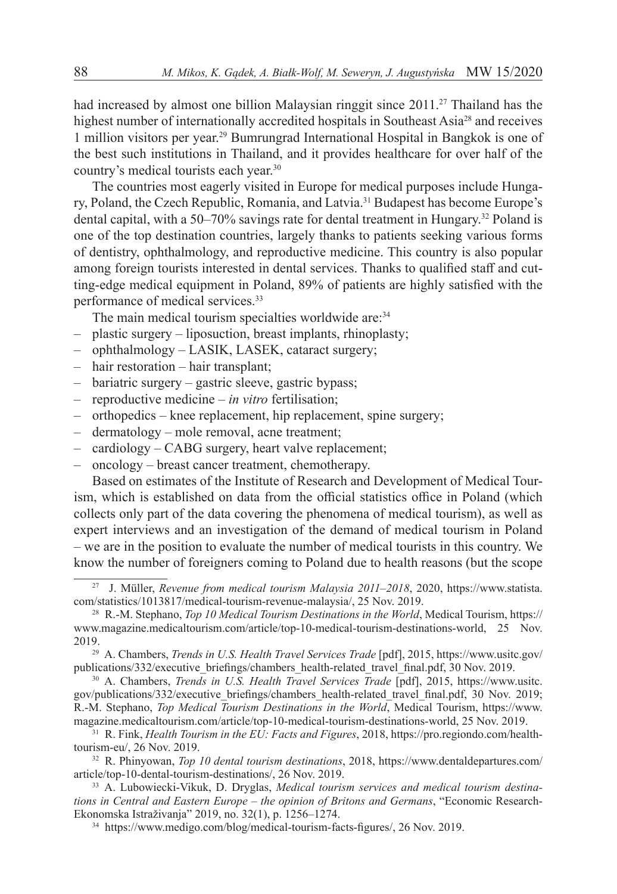had increased by almost one billion Malaysian ringgit since 2011.[27] Thailand has the highest number of internationally accredited hospitals in Southeast Asia[28] and receives 1 million visitors per year.[29] Bumrungrad International Hospital in Bangkok is one of the best such institutions in Thailand, and it provides healthcare for over half of the country's medical tourists each year.[30]

The countries most eagerly visited in Europe for medical purposes include Hungary, Poland, the Czech Republic, Romania, and Latvia.[31] Budapest has become Europe's dental capital, with a 50–70% savings rate for dental treatment in Hungary.[32] Poland is one of the top destination countries, largely thanks to patients seeking various forms of dentistry, ophthalmology, and reproductive medicine. This country is also popular among foreign tourists interested in dental services. Thanks to qualified staff and cutting-edge medical equipment in Poland, 89% of patients are highly satisfied with the performance of medical services.[33]

The main medical tourism specialties worldwide are:[34]

- plastic surgery – liposuction, breast implants, rhinoplasty;
- ophthalmology – LASIK, LASEK, cataract surgery;
- hair restoration – hair transplant;
- bariatric surgery – gastric sleeve, gastric bypass;
- reproductive medicine – *in vitro* fertilisation;
- orthopedics – knee replacement, hip replacement, spine surgery;
- dermatology – mole removal, acne treatment;
- cardiology – CABG surgery, heart valve replacement;
- oncology – breast cancer treatment, chemotherapy.

Based on estimates of the Institute of Research and Development of Medical Tourism, which is established on data from the official statistics office in Poland (which collects only part of the data covering the phenomena of medical tourism), as well as expert interviews and an investigation of the demand of medical tourism in Poland – we are in the position to evaluate the number of medical tourists in this country. We know the number of foreigners coming to Poland due to health reasons (but the scope

---

[27] J. Müller, *Revenue from medical tourism Malaysia 2011–2018*, 2020, https://www.statista.com/statistics/1013817/medical-tourism-revenue-malaysia/, 25 Nov. 2019.

[28] R.-M. Stephano, *Top 10 Medical Tourism Destinations in the World*, Medical Tourism, https://www.magazine.medicaltourism.com/article/top-10-medical-tourism-destinations-world, 25 Nov. 2019.

[29] A. Chambers, *Trends in U.S. Health Travel Services Trade* [pdf], 2015, https://www.usitc.gov/publications/332/executive_briefings/chambers_health-related_travel_final.pdf, 30 Nov. 2019.

[30] A. Chambers, *Trends in U.S. Health Travel Services Trade* [pdf], 2015, https://www.usitc.gov/publications/332/executive_briefings/chambers_health-related_travel_final.pdf, 30 Nov. 2019; R.-M. Stephano, *Top Medical Tourism Destinations in the World*, Medical Tourism, https://www.magazine.medicaltourism.com/article/top-10-medical-tourism-destinations-world, 25 Nov. 2019.

[31] R. Fink, *Health Tourism in the EU: Facts and Figures*, 2018, https://pro.regiondo.com/health-tourism-eu/, 26 Nov. 2019.

[32] R. Phinyowan, *Top 10 dental tourism destinations*, 2018, https://www.dentaldepartures.com/article/top-10-dental-tourism-destinations/, 26 Nov. 2019.

[33] A. Lubowiecki-Vikuk, D. Dryglas, *Medical tourism services and medical tourism destinations in Central and Eastern Europe – the opinion of Britons and Germans*, "Economic Research-Ekonomska Istraživanja" 2019, no. 32(1), p. 1256–1274.

[34] https://www.medigo.com/blog/medical-tourism-facts-figures/, 26 Nov. 2019.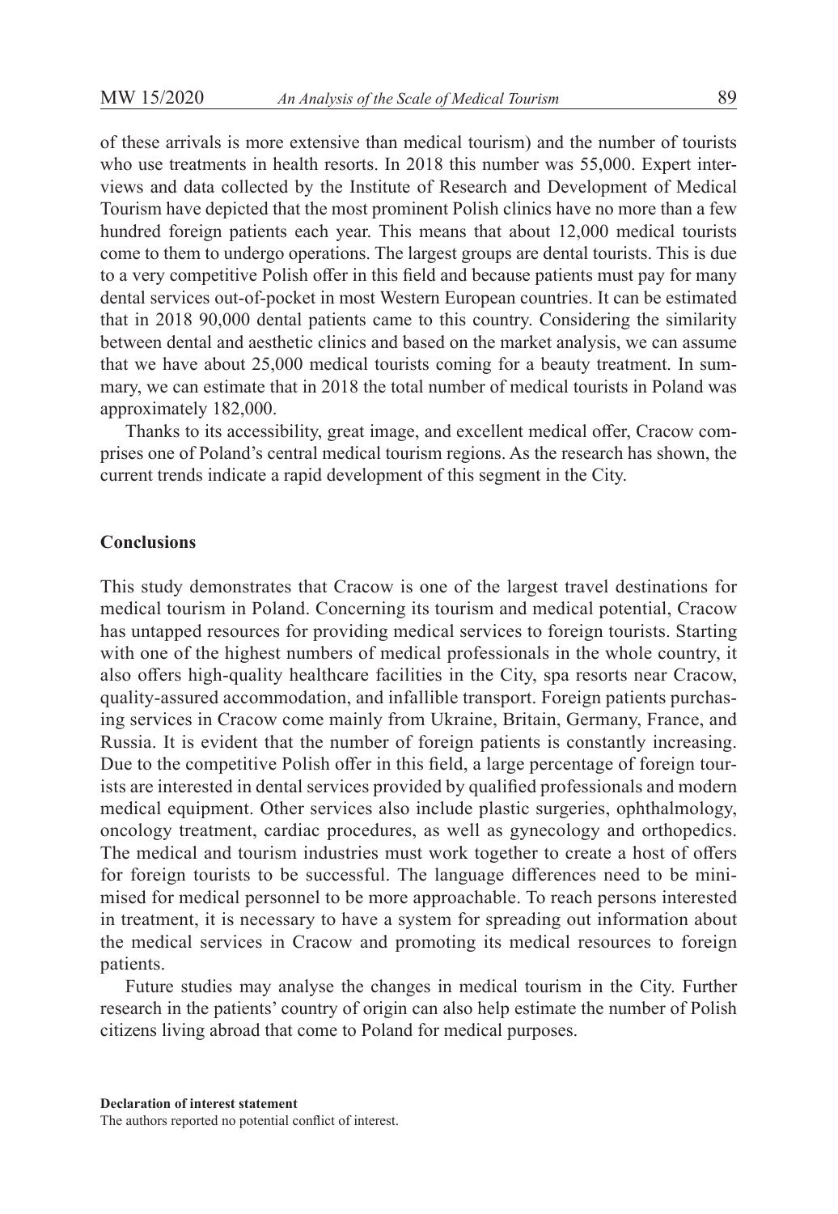of these arrivals is more extensive than medical tourism) and the number of tourists who use treatments in health resorts. In 2018 this number was 55,000. Expert interviews and data collected by the Institute of Research and Development of Medical Tourism have depicted that the most prominent Polish clinics have no more than a few hundred foreign patients each year. This means that about 12,000 medical tourists come to them to undergo operations. The largest groups are dental tourists. This is due to a very competitive Polish offer in this field and because patients must pay for many dental services out-of-pocket in most Western European countries. It can be estimated that in 2018 90,000 dental patients came to this country. Considering the similarity between dental and aesthetic clinics and based on the market analysis, we can assume that we have about 25,000 medical tourists coming for a beauty treatment. In summary, we can estimate that in 2018 the total number of medical tourists in Poland was approximately 182,000.

Thanks to its accessibility, great image, and excellent medical offer, Cracow comprises one of Poland's central medical tourism regions. As the research has shown, the current trends indicate a rapid development of this segment in the City.

## Conclusions

This study demonstrates that Cracow is one of the largest travel destinations for medical tourism in Poland. Concerning its tourism and medical potential, Cracow has untapped resources for providing medical services to foreign tourists. Starting with one of the highest numbers of medical professionals in the whole country, it also offers high-quality healthcare facilities in the City, spa resorts near Cracow, quality-assured accommodation, and infallible transport. Foreign patients purchasing services in Cracow come mainly from Ukraine, Britain, Germany, France, and Russia. It is evident that the number of foreign patients is constantly increasing. Due to the competitive Polish offer in this field, a large percentage of foreign tourists are interested in dental services provided by qualified professionals and modern medical equipment. Other services also include plastic surgeries, ophthalmology, oncology treatment, cardiac procedures, as well as gynecology and orthopedics. The medical and tourism industries must work together to create a host of offers for foreign tourists to be successful. The language differences need to be minimised for medical personnel to be more approachable. To reach persons interested in treatment, it is necessary to have a system for spreading out information about the medical services in Cracow and promoting its medical resources to foreign patients.

Future studies may analyse the changes in medical tourism in the City. Further research in the patients' country of origin can also help estimate the number of Polish citizens living abroad that come to Poland for medical purposes.

**Declaration of interest statement**

The authors reported no potential conflict of interest.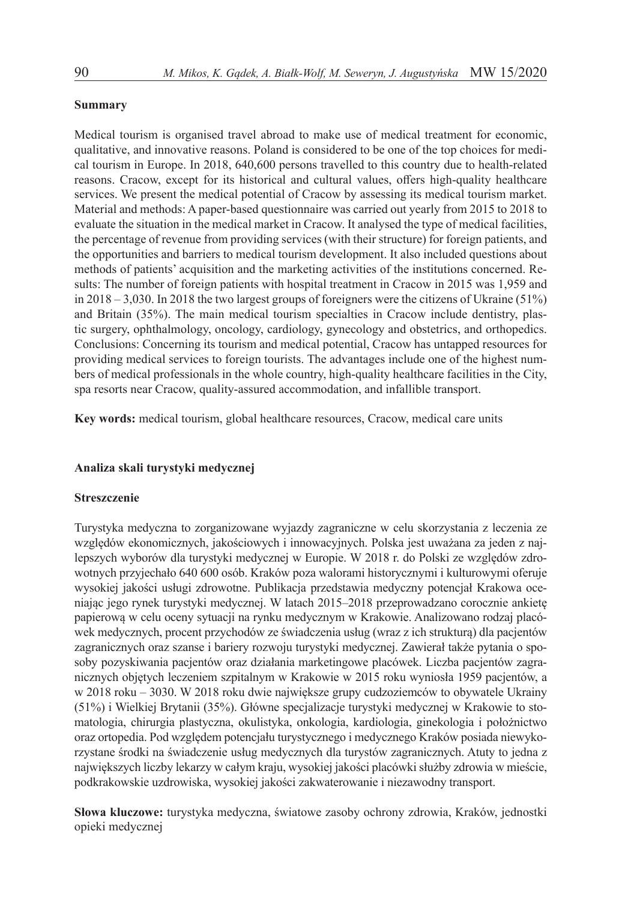**Summary**

Medical tourism is organised travel abroad to make use of medical treatment for economic, qualitative, and innovative reasons. Poland is considered to be one of the top choices for medical tourism in Europe. In 2018, 640,600 persons travelled to this country due to health-related reasons. Cracow, except for its historical and cultural values, offers high-quality healthcare services. We present the medical potential of Cracow by assessing its medical tourism market. Material and methods: A paper-based questionnaire was carried out yearly from 2015 to 2018 to evaluate the situation in the medical market in Cracow. It analysed the type of medical facilities, the percentage of revenue from providing services (with their structure) for foreign patients, and the opportunities and barriers to medical tourism development. It also included questions about methods of patients' acquisition and the marketing activities of the institutions concerned. Results: The number of foreign patients with hospital treatment in Cracow in 2015 was 1,959 and in 2018 – 3,030. In 2018 the two largest groups of foreigners were the citizens of Ukraine (51%) and Britain (35%). The main medical tourism specialties in Cracow include dentistry, plastic surgery, ophthalmology, oncology, cardiology, gynecology and obstetrics, and orthopedics. Conclusions: Concerning its tourism and medical potential, Cracow has untapped resources for providing medical services to foreign tourists. The advantages include one of the highest numbers of medical professionals in the whole country, high-quality healthcare facilities in the City, spa resorts near Cracow, quality-assured accommodation, and infallible transport.

**Key words:** medical tourism, global healthcare resources, Cracow, medical care units

**Analiza skali turystyki medycznej**

**Streszczenie**

Turystyka medyczna to zorganizowane wyjazdy zagraniczne w celu skorzystania z leczenia ze względów ekonomicznych, jakościowych i innowacyjnych. Polska jest uważana za jeden z najlepszych wyborów dla turystyki medycznej w Europie. W 2018 r. do Polski ze względów zdrowotnych przyjechało 640 600 osób. Kraków poza walorami historycznymi i kulturowymi oferuje wysokiej jakości usługi zdrowotne. Publikacja przedstawia medyczny potencjał Krakowa oceniając jego rynek turystyki medycznej. W latach 2015–2018 przeprowadzano corocznie ankietę papierową w celu oceny sytuacji na rynku medycznym w Krakowie. Analizowano rodzaj placówek medycznych, procent przychodów ze świadczenia usług (wraz z ich strukturą) dla pacjentów zagranicznych oraz szanse i bariery rozwoju turystyki medycznej. Zawierał także pytania o sposoby pozyskiwania pacjentów oraz działania marketingowe placówek. Liczba pacjentów zagranicznych objętych leczeniem szpitalnym w Krakowie w 2015 roku wyniosła 1959 pacjentów, a w 2018 roku – 3030. W 2018 roku dwie największe grupy cudzoziemców to obywatele Ukrainy (51%) i Wielkiej Brytanii (35%). Główne specjalizacje turystyki medycznej w Krakowie to stomatologia, chirurgia plastyczna, okulistyka, onkologia, kardiologia, ginekologia i położnictwo oraz ortopedia. Pod względem potencjału turystycznego i medycznego Kraków posiada niewykorzystane środki na świadczenie usług medycznych dla turystów zagranicznych. Atuty to jedna z największych liczby lekarzy w całym kraju, wysokiej jakości placówki służby zdrowia w mieście, podkrakowskie uzdrowiska, wysokiej jakości zakwaterowanie i niezawodny transport.

**Słowa kluczowe:** turystyka medyczna, światowe zasoby ochrony zdrowia, Kraków, jednostki opieki medycznej